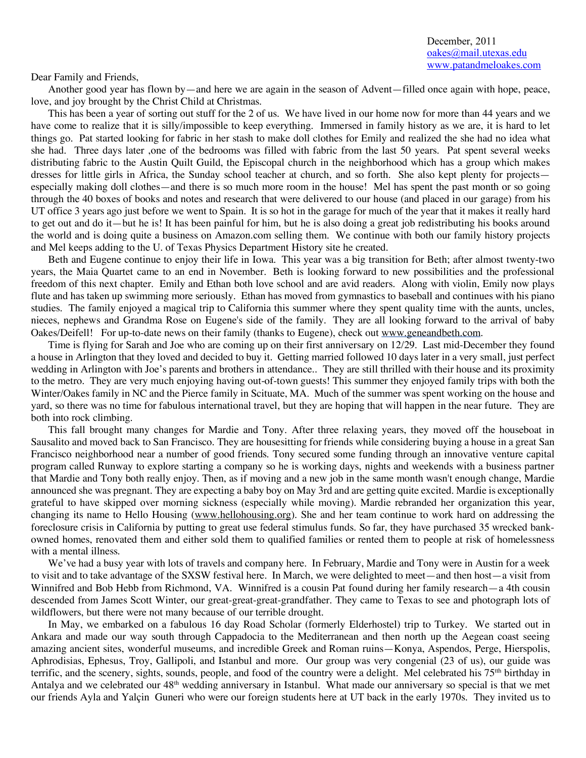December, 2011
oakes@mail.utexas.edu
www.patandmeloakes.com

Dear Family and Friends,

Another good year has flown by—and here we are again in the season of Advent—filled once again with hope, peace, love, and joy brought by the Christ Child at Christmas.

This has been a year of sorting out stuff for the 2 of us. We have lived in our home now for more than 44 years and we have come to realize that it is silly/impossible to keep everything. Immersed in family history as we are, it is hard to let things go. Pat started looking for fabric in her stash to make doll clothes for Emily and realized the she had no idea what she had. Three days later ,one of the bedrooms was filled with fabric from the last 50 years. Pat spent several weeks distributing fabric to the Austin Quilt Guild, the Episcopal church in the neighborhood which has a group which makes dresses for little girls in Africa, the Sunday school teacher at church, and so forth. She also kept plenty for projects—especially making doll clothes—and there is so much more room in the house! Mel has spent the past month or so going through the 40 boxes of books and notes and research that were delivered to our house (and placed in our garage) from his UT office 3 years ago just before we went to Spain. It is so hot in the garage for much of the year that it makes it really hard to get out and do it—but he is! It has been painful for him, but he is also doing a great job redistributing his books around the world and is doing quite a business on Amazon.com selling them. We continue with both our family history projects and Mel keeps adding to the U. of Texas Physics Department History site he created.

Beth and Eugene continue to enjoy their life in Iowa. This year was a big transition for Beth; after almost twenty-two years, the Maia Quartet came to an end in November. Beth is looking forward to new possibilities and the professional freedom of this next chapter. Emily and Ethan both love school and are avid readers. Along with violin, Emily now plays flute and has taken up swimming more seriously. Ethan has moved from gymnastics to baseball and continues with his piano studies. The family enjoyed a magical trip to California this summer where they spent quality time with the aunts, uncles, nieces, nephews and Grandma Rose on Eugene's side of the family. They are all looking forward to the arrival of baby Oakes/Deifell! For up-to-date news on their family (thanks to Eugene), check out www.geneandbeth.com.

Time is flying for Sarah and Joe who are coming up on their first anniversary on 12/29. Last mid-December they found a house in Arlington that they loved and decided to buy it. Getting married followed 10 days later in a very small, just perfect wedding in Arlington with Joe's parents and brothers in attendance.. They are still thrilled with their house and its proximity to the metro. They are very much enjoying having out-of-town guests! This summer they enjoyed family trips with both the Winter/Oakes family in NC and the Pierce family in Scituate, MA. Much of the summer was spent working on the house and yard, so there was no time for fabulous international travel, but they are hoping that will happen in the near future. They are both into rock climbing.

This fall brought many changes for Mardie and Tony. After three relaxing years, they moved off the houseboat in Sausalito and moved back to San Francisco. They are housesitting for friends while considering buying a house in a great San Francisco neighborhood near a number of good friends. Tony secured some funding through an innovative venture capital program called Runway to explore starting a company so he is working days, nights and weekends with a business partner that Mardie and Tony both really enjoy. Then, as if moving and a new job in the same month wasn't enough change, Mardie announced she was pregnant. They are expecting a baby boy on May 3rd and are getting quite excited. Mardie is exceptionally grateful to have skipped over morning sickness (especially while moving). Mardie rebranded her organization this year, changing its name to Hello Housing (www.hellohousing.org). She and her team continue to work hard on addressing the foreclosure crisis in California by putting to great use federal stimulus funds. So far, they have purchased 35 wrecked bank-owned homes, renovated them and either sold them to qualified families or rented them to people at risk of homelessness with a mental illness.

We've had a busy year with lots of travels and company here. In February, Mardie and Tony were in Austin for a week to visit and to take advantage of the SXSW festival here. In March, we were delighted to meet—and then host—a visit from Winnifred and Bob Hebb from Richmond, VA. Winnifred is a cousin Pat found during her family research—a 4th cousin descended from James Scott Winter, our great-great-great-grandfather. They came to Texas to see and photograph lots of wildflowers, but there were not many because of our terrible drought.

In May, we embarked on a fabulous 16 day Road Scholar (formerly Elderhostel) trip to Turkey. We started out in Ankara and made our way south through Cappadocia to the Mediterranean and then north up the Aegean coast seeing amazing ancient sites, wonderful museums, and incredible Greek and Roman ruins—Konya, Aspendos, Perge, Hierspolis, Aphrodisias, Ephesus, Troy, Gallipoli, and Istanbul and more. Our group was very congenial (23 of us), our guide was terrific, and the scenery, sights, sounds, people, and food of the country were a delight. Mel celebrated his 75th birthday in Antalya and we celebrated our 48th wedding anniversary in Istanbul. What made our anniversary so special is that we met our friends Ayla and Yalçin Guneri who were our foreign students here at UT back in the early 1970s. They invited us to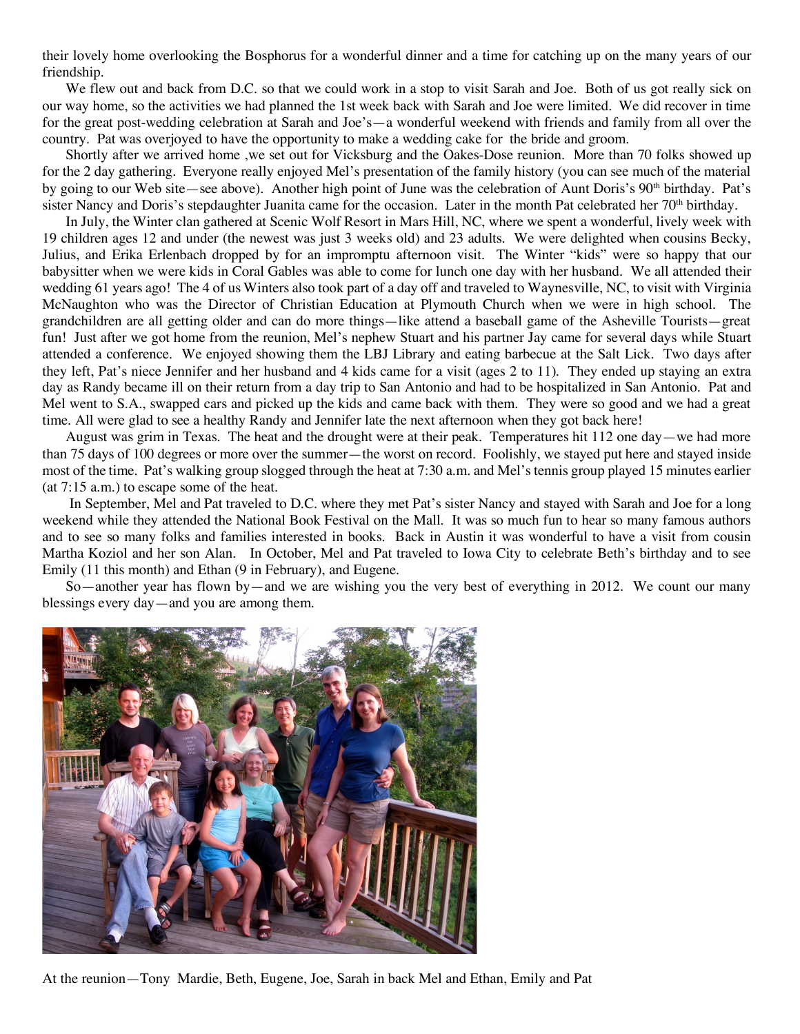their lovely home overlooking the Bosphorus for a wonderful dinner and a time for catching up on the many years of our friendship.

We flew out and back from D.C. so that we could work in a stop to visit Sarah and Joe. Both of us got really sick on our way home, so the activities we had planned the 1st week back with Sarah and Joe were limited. We did recover in time for the great post-wedding celebration at Sarah and Joe's—a wonderful weekend with friends and family from all over the country. Pat was overjoyed to have the opportunity to make a wedding cake for the bride and groom.

Shortly after we arrived home ,we set out for Vicksburg and the Oakes-Dose reunion. More than 70 folks showed up for the 2 day gathering. Everyone really enjoyed Mel's presentation of the family history (you can see much of the material by going to our Web site—see above). Another high point of June was the celebration of Aunt Doris's 90th birthday. Pat's sister Nancy and Doris's stepdaughter Juanita came for the occasion. Later in the month Pat celebrated her 70th birthday.

In July, the Winter clan gathered at Scenic Wolf Resort in Mars Hill, NC, where we spent a wonderful, lively week with 19 children ages 12 and under (the newest was just 3 weeks old) and 23 adults. We were delighted when cousins Becky, Julius, and Erika Erlenbach dropped by for an impromptu afternoon visit. The Winter "kids" were so happy that our babysitter when we were kids in Coral Gables was able to come for lunch one day with her husband. We all attended their wedding 61 years ago! The 4 of us Winters also took part of a day off and traveled to Waynesville, NC, to visit with Virginia McNaughton who was the Director of Christian Education at Plymouth Church when we were in high school. The grandchildren are all getting older and can do more things—like attend a baseball game of the Asheville Tourists—great fun! Just after we got home from the reunion, Mel's nephew Stuart and his partner Jay came for several days while Stuart attended a conference. We enjoyed showing them the LBJ Library and eating barbecue at the Salt Lick. Two days after they left, Pat's niece Jennifer and her husband and 4 kids came for a visit (ages 2 to 11). They ended up staying an extra day as Randy became ill on their return from a day trip to San Antonio and had to be hospitalized in San Antonio. Pat and Mel went to S.A., swapped cars and picked up the kids and came back with them. They were so good and we had a great time. All were glad to see a healthy Randy and Jennifer late the next afternoon when they got back here!

August was grim in Texas. The heat and the drought were at their peak. Temperatures hit 112 one day—we had more than 75 days of 100 degrees or more over the summer—the worst on record. Foolishly, we stayed put here and stayed inside most of the time. Pat's walking group slogged through the heat at 7:30 a.m. and Mel's tennis group played 15 minutes earlier (at 7:15 a.m.) to escape some of the heat.

In September, Mel and Pat traveled to D.C. where they met Pat's sister Nancy and stayed with Sarah and Joe for a long weekend while they attended the National Book Festival on the Mall. It was so much fun to hear so many famous authors and to see so many folks and families interested in books. Back in Austin it was wonderful to have a visit from cousin Martha Koziol and her son Alan. In October, Mel and Pat traveled to Iowa City to celebrate Beth's birthday and to see Emily (11 this month) and Ethan (9 in February), and Eugene.

So—another year has flown by—and we are wishing you the very best of everything in 2012. We count our many blessings every day—and you are among them.

At the reunion—Tony Mardie, Beth, Eugene, Joe, Sarah in back Mel and Ethan, Emily and Pat